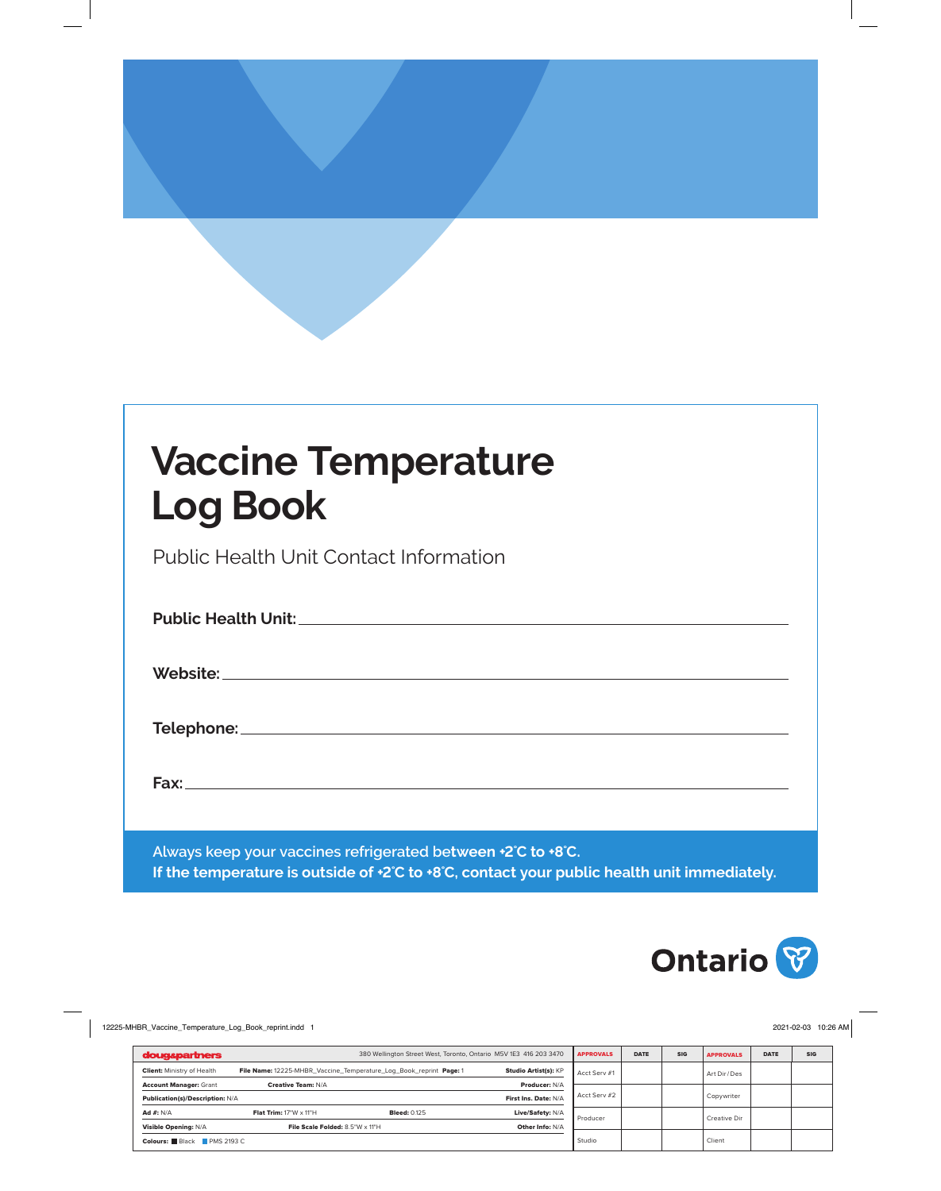# Vaccine Temperature Log Book

Public Health Unit Contact Information

**Public Health Unit:** ____________________________________________

**Website:** ____________________________________________

**Telephone:** ____________________________________________

**Fax:** ____________________________________________

Always keep your vaccines refrigerated between **+2˚C to +8˚C.**

**If the temperature is outside of +2˚C to +8˚C, contact your public health unit immediately.**

Ontario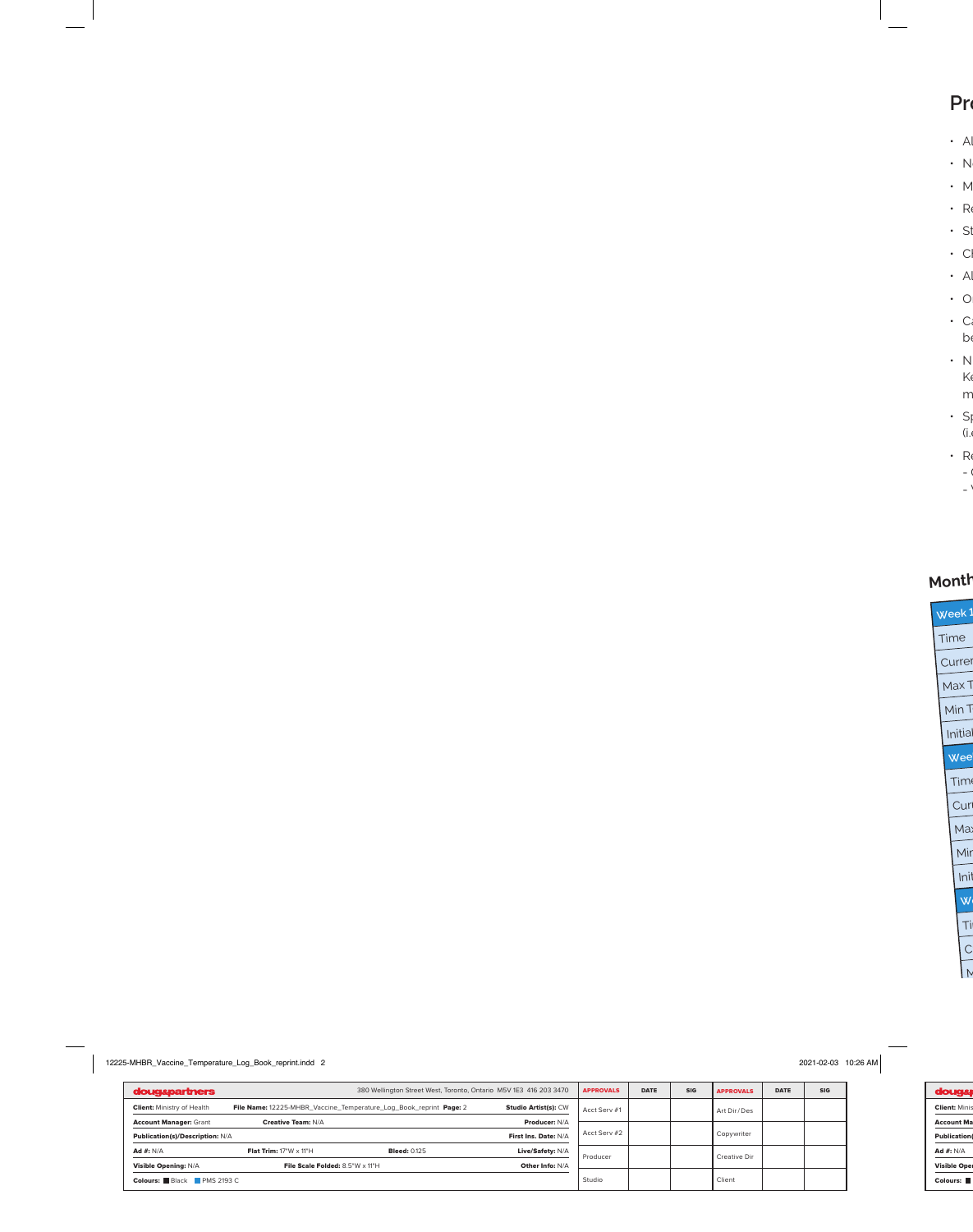12225-MHBR_Vaccine_Temperature_Log_Book_reprint.indd 2 2021-02-03 10:26 AM

**doug&partners** 380 Wellington Street West, Toronto, Ontario M5V 1E3 416 203 3470

**Client:** Ministry of Health **File Name:** 12225-MHBR_Vaccine_Temperature_Log_Book_reprint **Page:** 2 **Studio Artist(s):** CW

**Account Manager:** Grant **Creative Team:** N/A **Producer:** N/A

**Publication(s)/Description:** N/A **First Ins. Date:** N/A

**Ad #:** N/A **Flat Trim:** 17"W x 11"H **Bleed:** 0.125 **Live/Safety:** N/A

**Visible Opening:** N/A **File Scale Folded:** 8.5"W x 11"H **Other Info:** N/A

**Colours:** Black PMS 2193 C

| APPROVALS | DATE | SIG | APPROVALS | DATE | SIG |
|---|---|---|---|---|---|
| Acct Serv #1 | | | Art Dir / Des | | |
| Acct Serv #2 | | | Copywriter | | |
| Producer | | | Creative Dir | | |
| Studio | | | Client | | |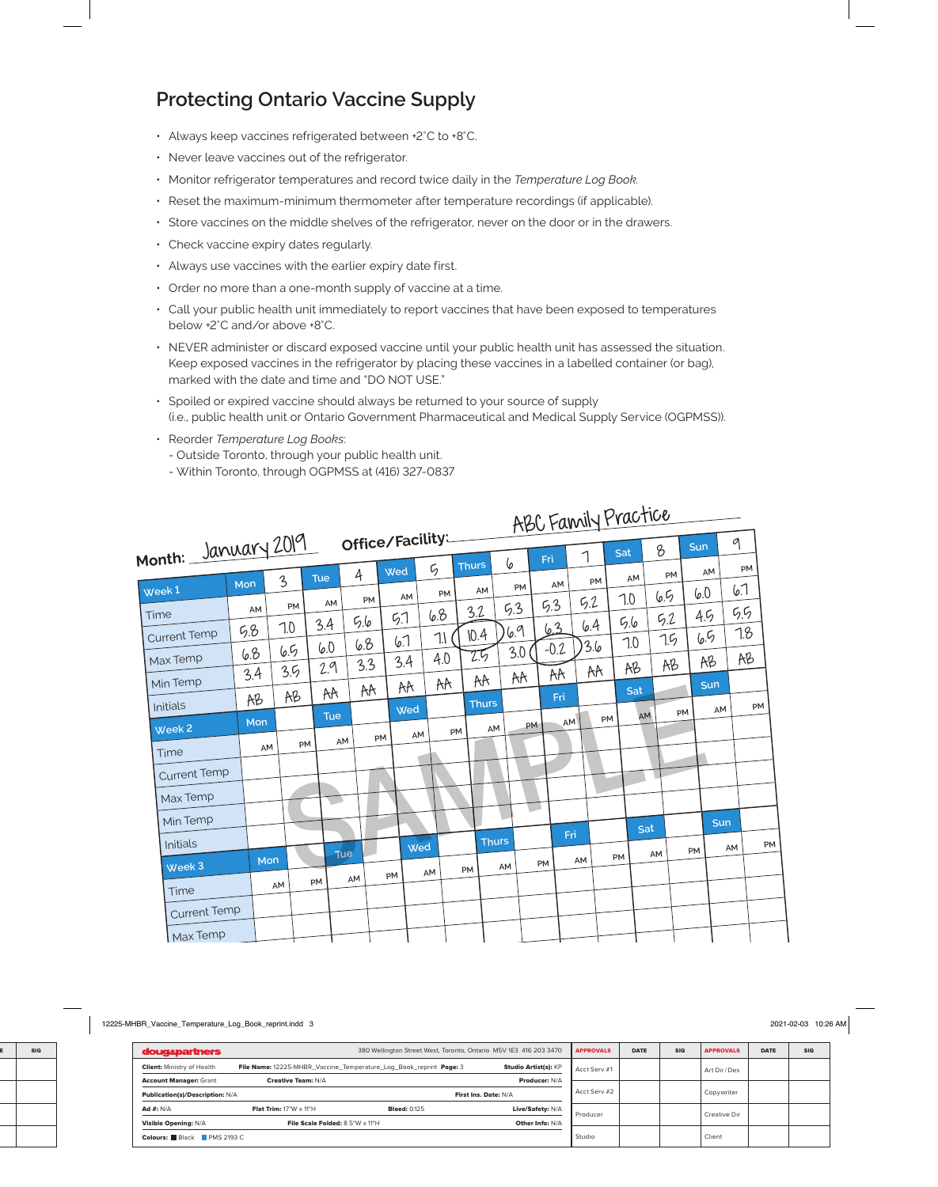## Protecting Ontario Vaccine Supply

- Always keep vaccines refrigerated between +2˚C to +8˚C.
- Never leave vaccines out of the refrigerator.
- Monitor refrigerator temperatures and record twice daily in the *Temperature Log Book*.
- Reset the maximum-minimum thermometer after temperature recordings (if applicable).
- Store vaccines on the middle shelves of the refrigerator, never on the door or in the drawers.
- Check vaccine expiry dates regularly.
- Always use vaccines with the earlier expiry date first.
- Order no more than a one-month supply of vaccine at a time.
- Call your public health unit immediately to report vaccines that have been exposed to temperatures below +2˚C and/or above +8˚C.
- NEVER administer or discard exposed vaccine until your public health unit has assessed the situation. Keep exposed vaccines in the refrigerator by placing these vaccines in a labelled container (or bag), marked with the date and time and "DO NOT USE."
- Spoiled or expired vaccine should always be returned to your source of supply (i.e., public health unit or Ontario Government Pharmaceutical and Medical Supply Service (OGPMSS)).
- Reorder *Temperature Log Books*:
  - Outside Toronto, through your public health unit.
  - Within Toronto, through OGPMSS at (416) 327-0837

**Month:** January 2019 **Office/Facility:** ABC Family Practice

SAMPLE

| Week 1 | Mon 3 | | Tue 4 | | Wed 5 | | Thurs 6 | | Fri 7 | | Sat 8 | | Sun 9 | |
|---|---|---|---|---|---|---|---|---|---|---|---|---|---|---|
| Time | AM | PM | AM | PM | AM | PM | AM | PM | AM | PM | AM | PM | AM | PM |
| Current Temp | 5.8 | 7.0 | 3.4 | 5.6 | 5.7 | 6.8 | 3.2 | 5.3 | 5.3 | 5.2 | 7.0 | 6.5 | 6.0 | 6.7 |
| Max Temp | 6.8 | 6.5 | 6.0 | 6.8 | 6.7 | 7.1 | 10.4 | 6.9 | 6.3 | 6.4 | 5.6 | 5.2 | 4.5 | 5.5 |
| Min Temp | 3.4 | 3.5 | 2.9 | 3.3 | 3.4 | 4.0 | 2.5 | 3.0 | -0.2 | 3.6 | 7.0 | 7.5 | 6.5 | 7.8 |
| Initials | AB | AB | AA | AA | AA | AA | AA | AA | AA | AA | AB | AB | AB | AB |

| Week 2 | Mon | | Tue | | Wed | | Thurs | | Fri | | Sat | | Sun | |
|---|---|---|---|---|---|---|---|---|---|---|---|---|---|---|
| Time | AM | PM | AM | PM | AM | PM | AM | PM | AM | PM | AM | PM | AM | PM |
| Current Temp | | | | | | | | | | | | | | |
| Max Temp | | | | | | | | | | | | | | |
| Min Temp | | | | | | | | | | | | | | |
| Initials | | | | | | | | | | | | | | |

| Week 3 | Mon | | Tue | | Wed | | Thurs | | Fri | | Sat | | Sun | |
|---|---|---|---|---|---|---|---|---|---|---|---|---|---|---|
| Time | AM | PM | AM | PM | AM | PM | AM | PM | AM | PM | AM | PM | AM | PM |
| Current Temp | | | | | | | | | | | | | | |
| Max Temp | | | | | | | | | | | | | | |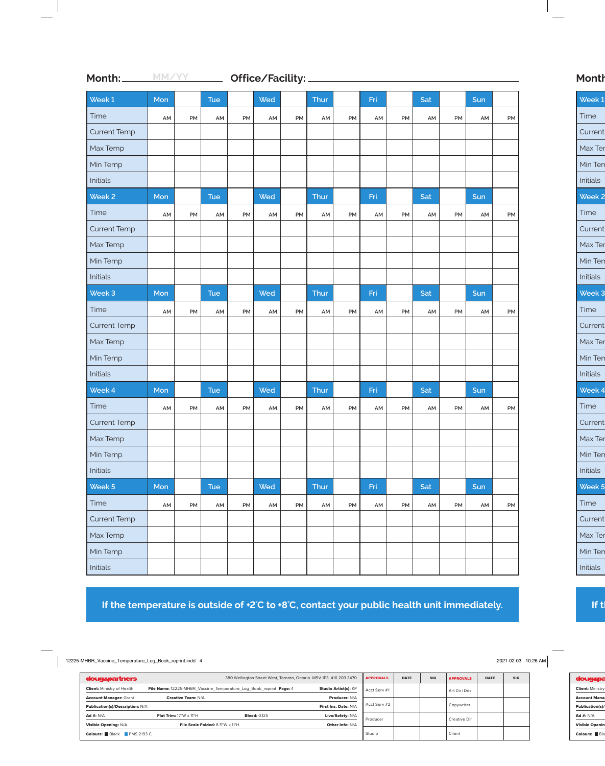**Month:** MM/YY **Office/Facility:** ______________________

| Week 1 | Mon | | Tue | | Wed | | Thur | | Fri | | Sat | | Sun | |
|---|---|---|---|---|---|---|---|---|---|---|---|---|---|---|
| Time | AM | PM | AM | PM | AM | PM | AM | PM | AM | PM | AM | PM | AM | PM |
| Current Temp | | | | | | | | | | | | | | |
| Max Temp | | | | | | | | | | | | | | |
| Min Temp | | | | | | | | | | | | | | |
| Initials | | | | | | | | | | | | | | |
| **Week 2** | **Mon** | | **Tue** | | **Wed** | | **Thur** | | **Fri** | | **Sat** | | **Sun** | |
| Time | AM | PM | AM | PM | AM | PM | AM | PM | AM | PM | AM | PM | AM | PM |
| Current Temp | | | | | | | | | | | | | | |
| Max Temp | | | | | | | | | | | | | | |
| Min Temp | | | | | | | | | | | | | | |
| Initials | | | | | | | | | | | | | | |
| **Week 3** | **Mon** | | **Tue** | | **Wed** | | **Thur** | | **Fri** | | **Sat** | | **Sun** | |
| Time | AM | PM | AM | PM | AM | PM | AM | PM | AM | PM | AM | PM | AM | PM |
| Current Temp | | | | | | | | | | | | | | |
| Max Temp | | | | | | | | | | | | | | |
| Min Temp | | | | | | | | | | | | | | |
| Initials | | | | | | | | | | | | | | |
| **Week 4** | **Mon** | | **Tue** | | **Wed** | | **Thur** | | **Fri** | | **Sat** | | **Sun** | |
| Time | AM | PM | AM | PM | AM | PM | AM | PM | AM | PM | AM | PM | AM | PM |
| Current Temp | | | | | | | | | | | | | | |
| Max Temp | | | | | | | | | | | | | | |
| Min Temp | | | | | | | | | | | | | | |
| Initials | | | | | | | | | | | | | | |
| **Week 5** | **Mon** | | **Tue** | | **Wed** | | **Thur** | | **Fri** | | **Sat** | | **Sun** | |
| Time | AM | PM | AM | PM | AM | PM | AM | PM | AM | PM | AM | PM | AM | PM |
| Current Temp | | | | | | | | | | | | | | |
| Max Temp | | | | | | | | | | | | | | |
| Min Temp | | | | | | | | | | | | | | |
| Initials | | | | | | | | | | | | | | |

**If the temperature is outside of +2˚C to +8˚C, contact your public health unit immediately.**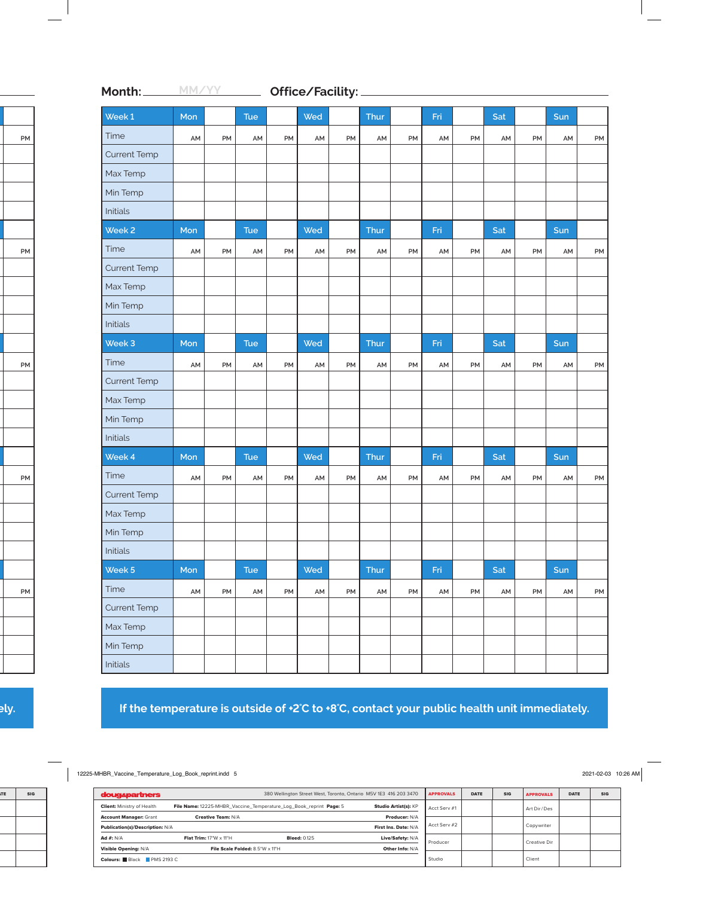**Month:** MM/YY **Office/Facility:**

| Week 1 | Mon | | Tue | | Wed | | Thur | | Fri | | Sat | | Sun | |
|---|---|---|---|---|---|---|---|---|---|---|---|---|---|---|
| Time | AM | PM | AM | PM | AM | PM | AM | PM | AM | PM | AM | PM | AM | PM |
| Current Temp | | | | | | | | | | | | | | |
| Max Temp | | | | | | | | | | | | | | |
| Min Temp | | | | | | | | | | | | | | |
| Initials | | | | | | | | | | | | | | |
| **Week 2** | **Mon** | | **Tue** | | **Wed** | | **Thur** | | **Fri** | | **Sat** | | **Sun** | |
| Time | AM | PM | AM | PM | AM | PM | AM | PM | AM | PM | AM | PM | AM | PM |
| Current Temp | | | | | | | | | | | | | | |
| Max Temp | | | | | | | | | | | | | | |
| Min Temp | | | | | | | | | | | | | | |
| Initials | | | | | | | | | | | | | | |
| **Week 3** | **Mon** | | **Tue** | | **Wed** | | **Thur** | | **Fri** | | **Sat** | | **Sun** | |
| Time | AM | PM | AM | PM | AM | PM | AM | PM | AM | PM | AM | PM | AM | PM |
| Current Temp | | | | | | | | | | | | | | |
| Max Temp | | | | | | | | | | | | | | |
| Min Temp | | | | | | | | | | | | | | |
| Initials | | | | | | | | | | | | | | |
| **Week 4** | **Mon** | | **Tue** | | **Wed** | | **Thur** | | **Fri** | | **Sat** | | **Sun** | |
| Time | AM | PM | AM | PM | AM | PM | AM | PM | AM | PM | AM | PM | AM | PM |
| Current Temp | | | | | | | | | | | | | | |
| Max Temp | | | | | | | | | | | | | | |
| Min Temp | | | | | | | | | | | | | | |
| Initials | | | | | | | | | | | | | | |
| **Week 5** | **Mon** | | **Tue** | | **Wed** | | **Thur** | | **Fri** | | **Sat** | | **Sun** | |
| Time | AM | PM | AM | PM | AM | PM | AM | PM | AM | PM | AM | PM | AM | PM |
| Current Temp | | | | | | | | | | | | | | |
| Max Temp | | | | | | | | | | | | | | |
| Min Temp | | | | | | | | | | | | | | |
| Initials | | | | | | | | | | | | | | |

**If the temperature is outside of +2˚C to +8˚C, contact your public health unit immediately.**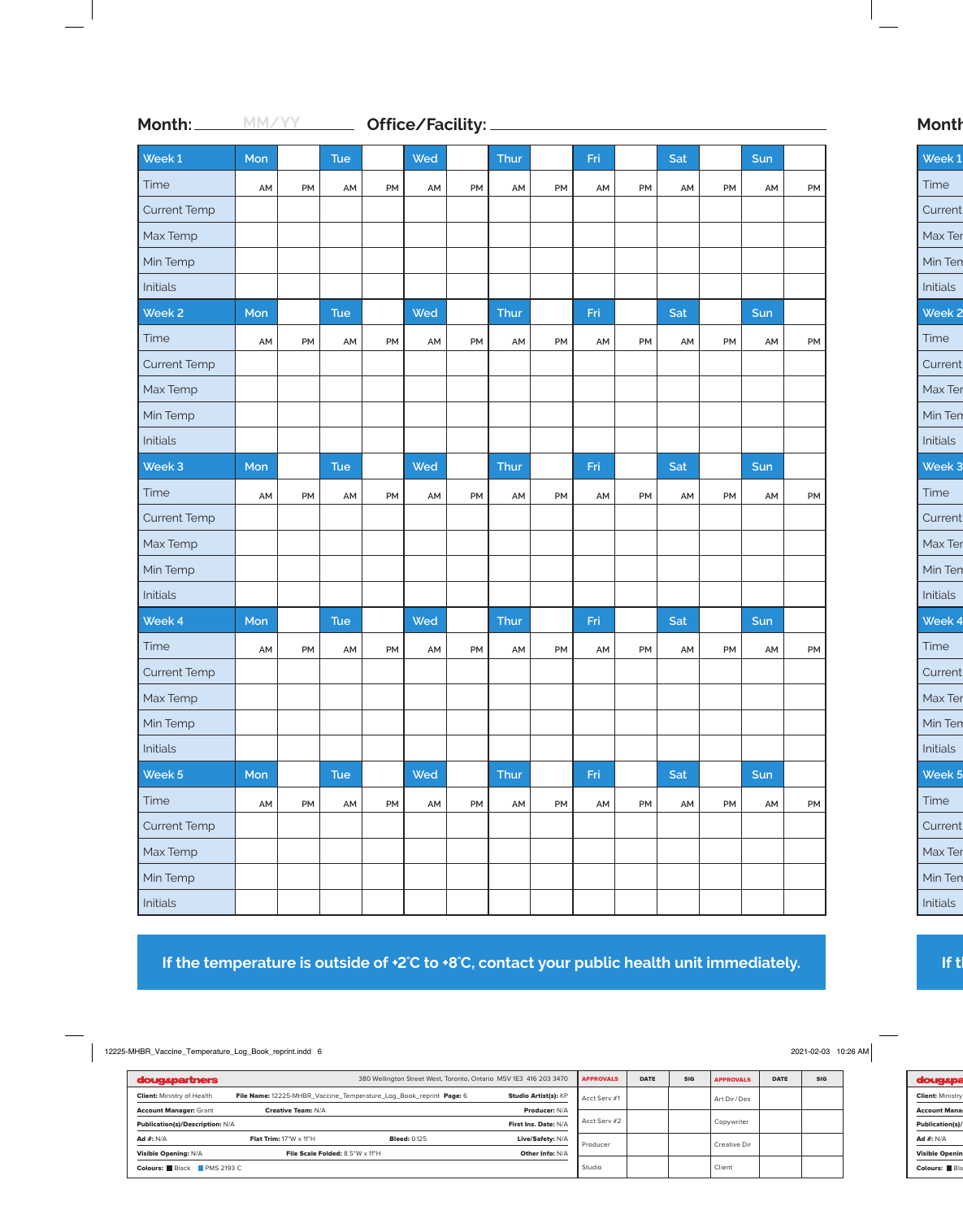**Month:** MM/YY **Office/Facility:** ____________________

| Week 1 | Mon | | Tue | | Wed | | Thur | | Fri | | Sat | | Sun | |
|---|---|---|---|---|---|---|---|---|---|---|---|---|---|---|
| Time | AM | PM | AM | PM | AM | PM | AM | PM | AM | PM | AM | PM | AM | PM |
| Current Temp | | | | | | | | | | | | | | |
| Max Temp | | | | | | | | | | | | | | |
| Min Temp | | | | | | | | | | | | | | |
| Initials | | | | | | | | | | | | | | |
| **Week 2** | **Mon** | | **Tue** | | **Wed** | | **Thur** | | **Fri** | | **Sat** | | **Sun** | |
| Time | AM | PM | AM | PM | AM | PM | AM | PM | AM | PM | AM | PM | AM | PM |
| Current Temp | | | | | | | | | | | | | | |
| Max Temp | | | | | | | | | | | | | | |
| Min Temp | | | | | | | | | | | | | | |
| Initials | | | | | | | | | | | | | | |
| **Week 3** | **Mon** | | **Tue** | | **Wed** | | **Thur** | | **Fri** | | **Sat** | | **Sun** | |
| Time | AM | PM | AM | PM | AM | PM | AM | PM | AM | PM | AM | PM | AM | PM |
| Current Temp | | | | | | | | | | | | | | |
| Max Temp | | | | | | | | | | | | | | |
| Min Temp | | | | | | | | | | | | | | |
| Initials | | | | | | | | | | | | | | |
| **Week 4** | **Mon** | | **Tue** | | **Wed** | | **Thur** | | **Fri** | | **Sat** | | **Sun** | |
| Time | AM | PM | AM | PM | AM | PM | AM | PM | AM | PM | AM | PM | AM | PM |
| Current Temp | | | | | | | | | | | | | | |
| Max Temp | | | | | | | | | | | | | | |
| Min Temp | | | | | | | | | | | | | | |
| Initials | | | | | | | | | | | | | | |
| **Week 5** | **Mon** | | **Tue** | | **Wed** | | **Thur** | | **Fri** | | **Sat** | | **Sun** | |
| Time | AM | PM | AM | PM | AM | PM | AM | PM | AM | PM | AM | PM | AM | PM |
| Current Temp | | | | | | | | | | | | | | |
| Max Temp | | | | | | | | | | | | | | |
| Min Temp | | | | | | | | | | | | | | |
| Initials | | | | | | | | | | | | | | |

**If the temperature is outside of +2˚C to +8˚C, contact your public health unit immediately.**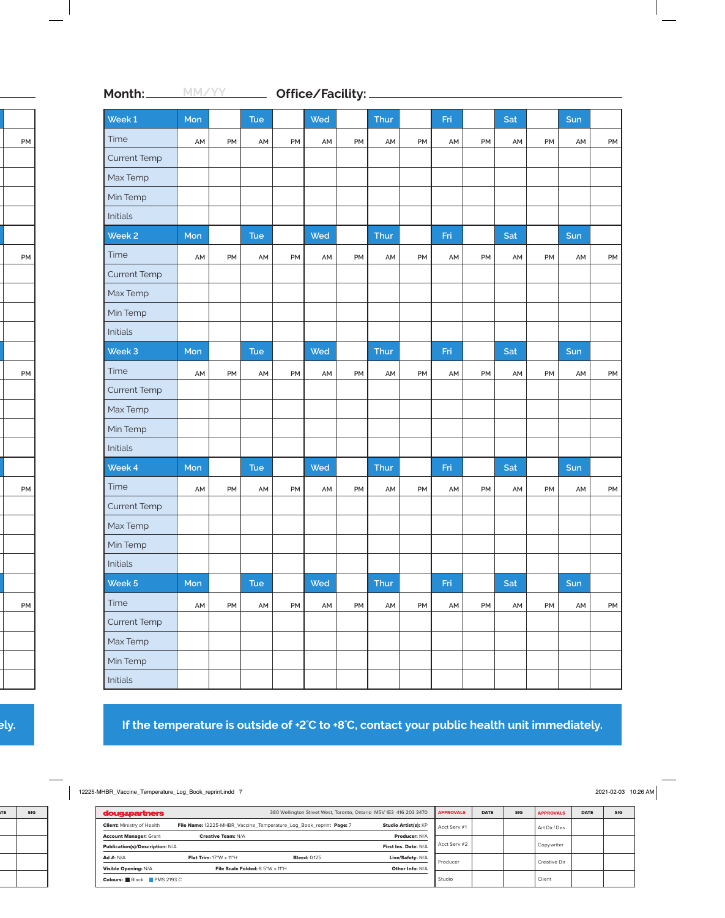**Month:** MM/YY  **Office/Facility:** ________________

| Week 1 | Mon | | Tue | | Wed | | Thur | | Fri | | Sat | | Sun | |
|---|---|---|---|---|---|---|---|---|---|---|---|---|---|---|
| Time | AM | PM | AM | PM | AM | PM | AM | PM | AM | PM | AM | PM | AM | PM |
| Current Temp | | | | | | | | | | | | | | |
| Max Temp | | | | | | | | | | | | | | |
| Min Temp | | | | | | | | | | | | | | |
| Initials | | | | | | | | | | | | | | |
| **Week 2** | **Mon** | | **Tue** | | **Wed** | | **Thur** | | **Fri** | | **Sat** | | **Sun** | |
| Time | AM | PM | AM | PM | AM | PM | AM | PM | AM | PM | AM | PM | AM | PM |
| Current Temp | | | | | | | | | | | | | | |
| Max Temp | | | | | | | | | | | | | | |
| Min Temp | | | | | | | | | | | | | | |
| Initials | | | | | | | | | | | | | | |
| **Week 3** | **Mon** | | **Tue** | | **Wed** | | **Thur** | | **Fri** | | **Sat** | | **Sun** | |
| Time | AM | PM | AM | PM | AM | PM | AM | PM | AM | PM | AM | PM | AM | PM |
| Current Temp | | | | | | | | | | | | | | |
| Max Temp | | | | | | | | | | | | | | |
| Min Temp | | | | | | | | | | | | | | |
| Initials | | | | | | | | | | | | | | |
| **Week 4** | **Mon** | | **Tue** | | **Wed** | | **Thur** | | **Fri** | | **Sat** | | **Sun** | |
| Time | AM | PM | AM | PM | AM | PM | AM | PM | AM | PM | AM | PM | AM | PM |
| Current Temp | | | | | | | | | | | | | | |
| Max Temp | | | | | | | | | | | | | | |
| Min Temp | | | | | | | | | | | | | | |
| Initials | | | | | | | | | | | | | | |
| **Week 5** | **Mon** | | **Tue** | | **Wed** | | **Thur** | | **Fri** | | **Sat** | | **Sun** | |
| Time | AM | PM | AM | PM | AM | PM | AM | PM | AM | PM | AM | PM | AM | PM |
| Current Temp | | | | | | | | | | | | | | |
| Max Temp | | | | | | | | | | | | | | |
| Min Temp | | | | | | | | | | | | | | |
| Initials | | | | | | | | | | | | | | |

**If the temperature is outside of +2˚C to +8˚C, contact your public health unit immediately.**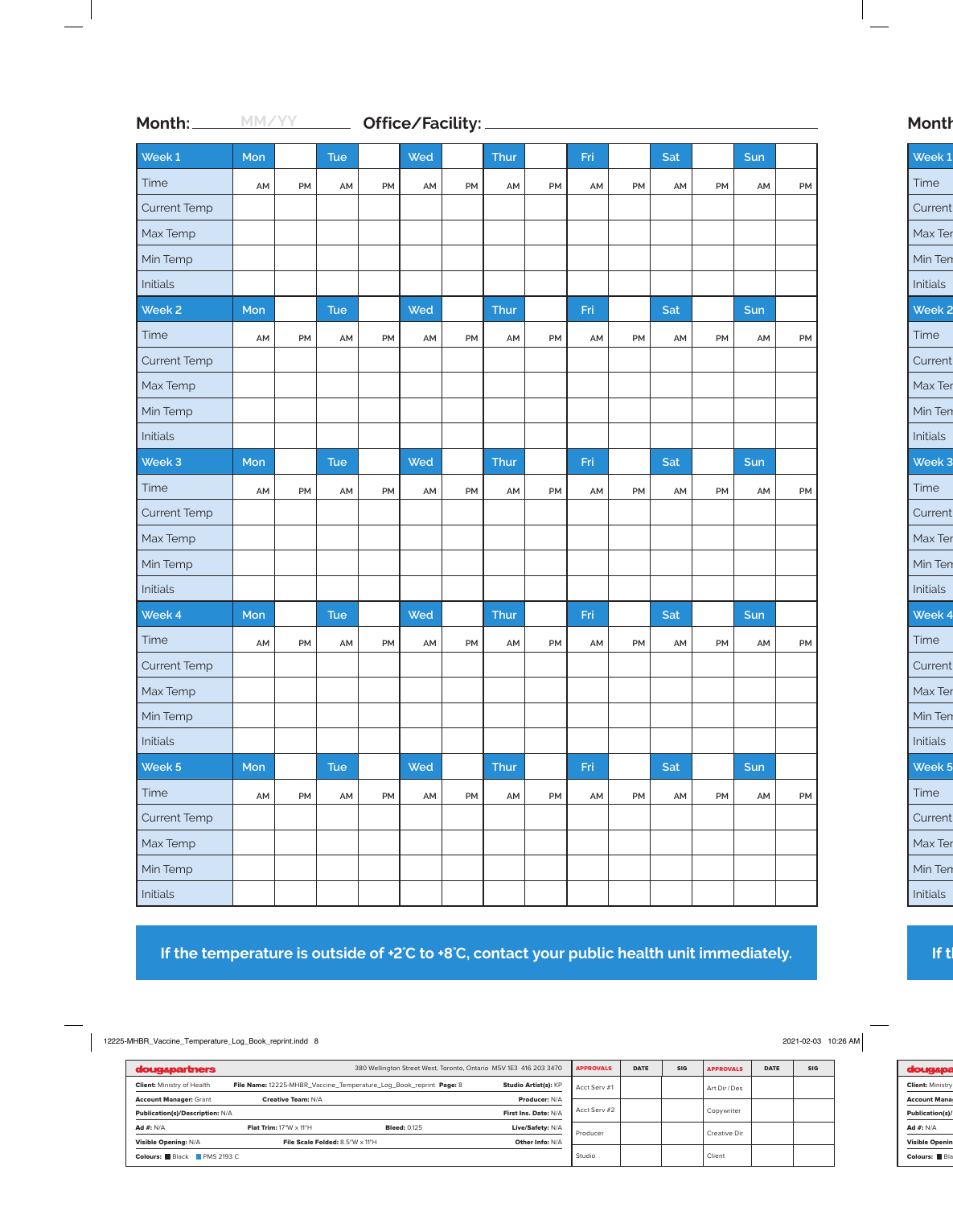**Month:** MM/YY **Office/Facility:** ____________________

| Week 1 | Mon | | Tue | | Wed | | Thur | | Fri | | Sat | | Sun | |
|---|---|---|---|---|---|---|---|---|---|---|---|---|---|---|
| Time | AM | PM | AM | PM | AM | PM | AM | PM | AM | PM | AM | PM | AM | PM |
| Current Temp | | | | | | | | | | | | | | |
| Max Temp | | | | | | | | | | | | | | |
| Min Temp | | | | | | | | | | | | | | |
| Initials | | | | | | | | | | | | | | |
| **Week 2** | **Mon** | | **Tue** | | **Wed** | | **Thur** | | **Fri** | | **Sat** | | **Sun** | |
| Time | AM | PM | AM | PM | AM | PM | AM | PM | AM | PM | AM | PM | AM | PM |
| Current Temp | | | | | | | | | | | | | | |
| Max Temp | | | | | | | | | | | | | | |
| Min Temp | | | | | | | | | | | | | | |
| Initials | | | | | | | | | | | | | | |
| **Week 3** | **Mon** | | **Tue** | | **Wed** | | **Thur** | | **Fri** | | **Sat** | | **Sun** | |
| Time | AM | PM | AM | PM | AM | PM | AM | PM | AM | PM | AM | PM | AM | PM |
| Current Temp | | | | | | | | | | | | | | |
| Max Temp | | | | | | | | | | | | | | |
| Min Temp | | | | | | | | | | | | | | |
| Initials | | | | | | | | | | | | | | |
| **Week 4** | **Mon** | | **Tue** | | **Wed** | | **Thur** | | **Fri** | | **Sat** | | **Sun** | |
| Time | AM | PM | AM | PM | AM | PM | AM | PM | AM | PM | AM | PM | AM | PM |
| Current Temp | | | | | | | | | | | | | | |
| Max Temp | | | | | | | | | | | | | | |
| Min Temp | | | | | | | | | | | | | | |
| Initials | | | | | | | | | | | | | | |
| **Week 5** | **Mon** | | **Tue** | | **Wed** | | **Thur** | | **Fri** | | **Sat** | | **Sun** | |
| Time | AM | PM | AM | PM | AM | PM | AM | PM | AM | PM | AM | PM | AM | PM |
| Current Temp | | | | | | | | | | | | | | |
| Max Temp | | | | | | | | | | | | | | |
| Min Temp | | | | | | | | | | | | | | |
| Initials | | | | | | | | | | | | | | |

**If the temperature is outside of +2˚C to +8˚C, contact your public health unit immediately.**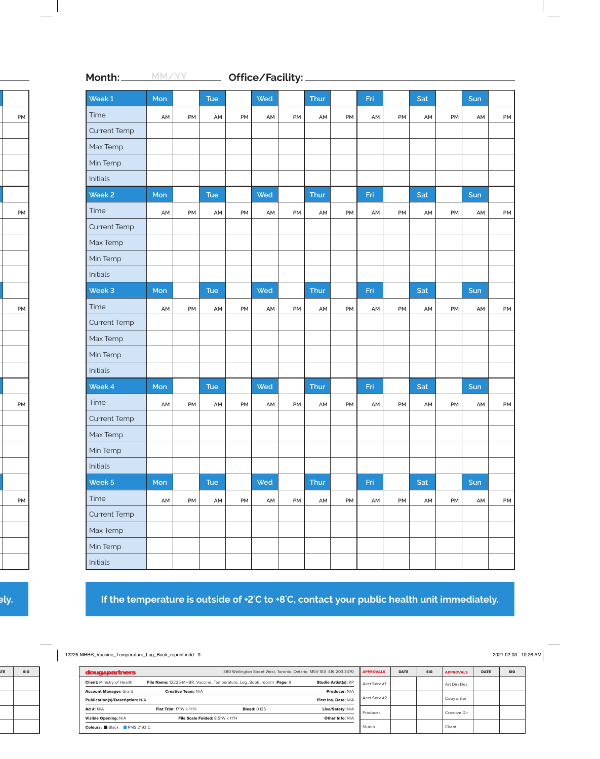**Month:** MM/YY **Office/Facility:**

| Week 1 | Mon | | Tue | | Wed | | Thur | | Fri | | Sat | | Sun | |
|---|---|---|---|---|---|---|---|---|---|---|---|---|---|---|
| Time | AM | PM | AM | PM | AM | PM | AM | PM | AM | PM | AM | PM | AM | PM |
| Current Temp | | | | | | | | | | | | | | |
| Max Temp | | | | | | | | | | | | | | |
| Min Temp | | | | | | | | | | | | | | |
| Initials | | | | | | | | | | | | | | |
| **Week 2** | **Mon** | | **Tue** | | **Wed** | | **Thur** | | **Fri** | | **Sat** | | **Sun** | |
| Time | AM | PM | AM | PM | AM | PM | AM | PM | AM | PM | AM | PM | AM | PM |
| Current Temp | | | | | | | | | | | | | | |
| Max Temp | | | | | | | | | | | | | | |
| Min Temp | | | | | | | | | | | | | | |
| Initials | | | | | | | | | | | | | | |
| **Week 3** | **Mon** | | **Tue** | | **Wed** | | **Thur** | | **Fri** | | **Sat** | | **Sun** | |
| Time | AM | PM | AM | PM | AM | PM | AM | PM | AM | PM | AM | PM | AM | PM |
| Current Temp | | | | | | | | | | | | | | |
| Max Temp | | | | | | | | | | | | | | |
| Min Temp | | | | | | | | | | | | | | |
| Initials | | | | | | | | | | | | | | |
| **Week 4** | **Mon** | | **Tue** | | **Wed** | | **Thur** | | **Fri** | | **Sat** | | **Sun** | |
| Time | AM | PM | AM | PM | AM | PM | AM | PM | AM | PM | AM | PM | AM | PM |
| Current Temp | | | | | | | | | | | | | | |
| Max Temp | | | | | | | | | | | | | | |
| Min Temp | | | | | | | | | | | | | | |
| Initials | | | | | | | | | | | | | | |
| **Week 5** | **Mon** | | **Tue** | | **Wed** | | **Thur** | | **Fri** | | **Sat** | | **Sun** | |
| Time | AM | PM | AM | PM | AM | PM | AM | PM | AM | PM | AM | PM | AM | PM |
| Current Temp | | | | | | | | | | | | | | |
| Max Temp | | | | | | | | | | | | | | |
| Min Temp | | | | | | | | | | | | | | |
| Initials | | | | | | | | | | | | | | |

**If the temperature is outside of +2˚C to +8˚C, contact your public health unit immediately.**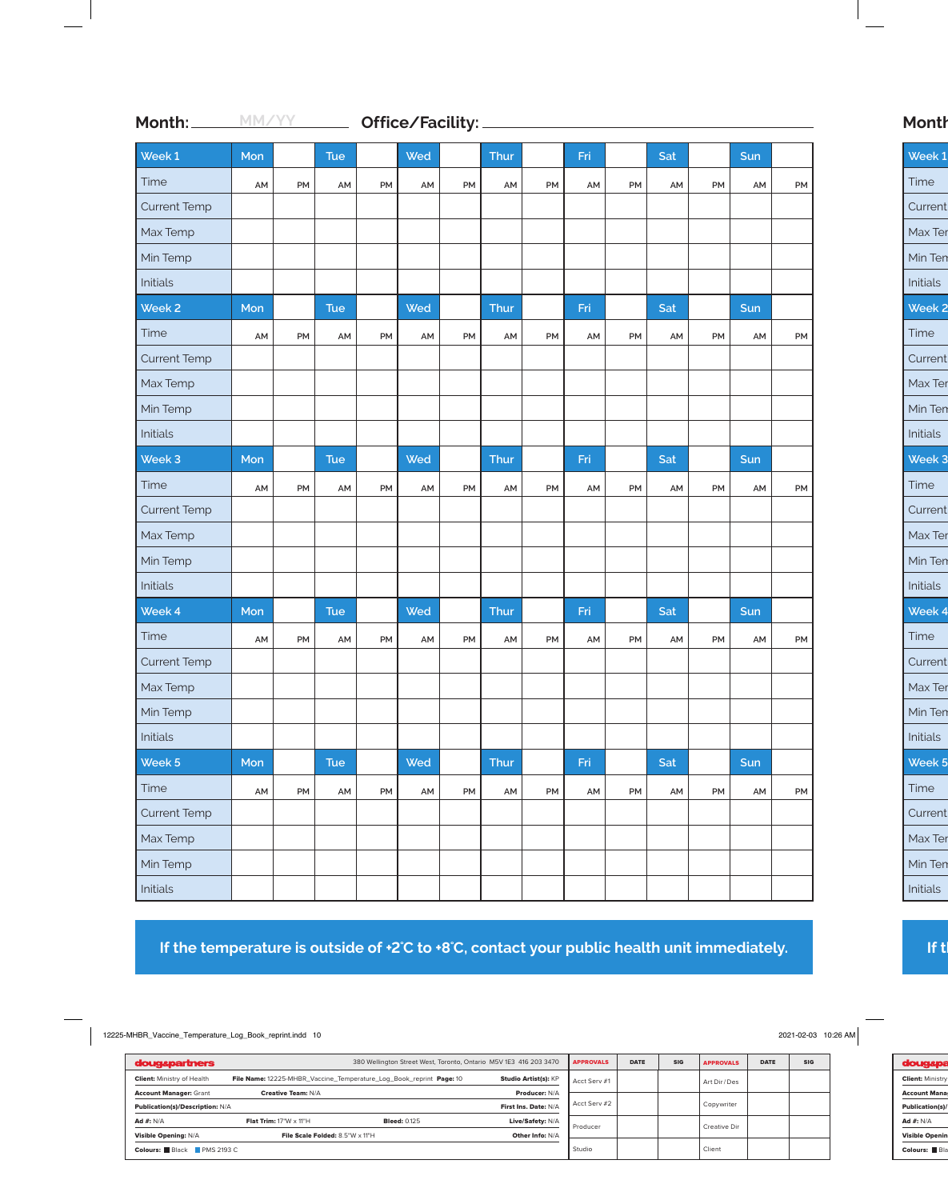**Month:** MM/YY **Office/Facility:** ____________________

| Week 1 | Mon | | Tue | | Wed | | Thur | | Fri | | Sat | | Sun | |
|---|---|---|---|---|---|---|---|---|---|---|---|---|---|---|
| Time | AM | PM | AM | PM | AM | PM | AM | PM | AM | PM | AM | PM | AM | PM |
| Current Temp | | | | | | | | | | | | | | |
| Max Temp | | | | | | | | | | | | | | |
| Min Temp | | | | | | | | | | | | | | |
| Initials | | | | | | | | | | | | | | |
| **Week 2** | **Mon** | | **Tue** | | **Wed** | | **Thur** | | **Fri** | | **Sat** | | **Sun** | |
| Time | AM | PM | AM | PM | AM | PM | AM | PM | AM | PM | AM | PM | AM | PM |
| Current Temp | | | | | | | | | | | | | | |
| Max Temp | | | | | | | | | | | | | | |
| Min Temp | | | | | | | | | | | | | | |
| Initials | | | | | | | | | | | | | | |
| **Week 3** | **Mon** | | **Tue** | | **Wed** | | **Thur** | | **Fri** | | **Sat** | | **Sun** | |
| Time | AM | PM | AM | PM | AM | PM | AM | PM | AM | PM | AM | PM | AM | PM |
| Current Temp | | | | | | | | | | | | | | |
| Max Temp | | | | | | | | | | | | | | |
| Min Temp | | | | | | | | | | | | | | |
| Initials | | | | | | | | | | | | | | |
| **Week 4** | **Mon** | | **Tue** | | **Wed** | | **Thur** | | **Fri** | | **Sat** | | **Sun** | |
| Time | AM | PM | AM | PM | AM | PM | AM | PM | AM | PM | AM | PM | AM | PM |
| Current Temp | | | | | | | | | | | | | | |
| Max Temp | | | | | | | | | | | | | | |
| Min Temp | | | | | | | | | | | | | | |
| Initials | | | | | | | | | | | | | | |
| **Week 5** | **Mon** | | **Tue** | | **Wed** | | **Thur** | | **Fri** | | **Sat** | | **Sun** | |
| Time | AM | PM | AM | PM | AM | PM | AM | PM | AM | PM | AM | PM | AM | PM |
| Current Temp | | | | | | | | | | | | | | |
| Max Temp | | | | | | | | | | | | | | |
| Min Temp | | | | | | | | | | | | | | |
| Initials | | | | | | | | | | | | | | |

**If the temperature is outside of +2˚C to +8˚C, contact your public health unit immediately.**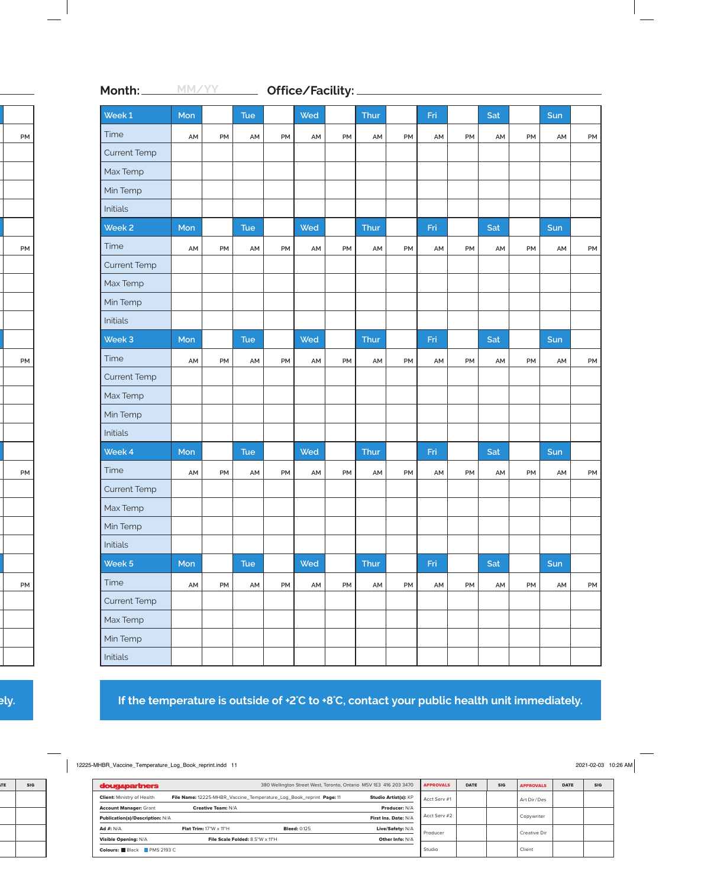**Month:** MM/YY **Office/Facility:**

| Week 1 | Mon | | Tue | | Wed | | Thur | | Fri | | Sat | | Sun | |
|---|---|---|---|---|---|---|---|---|---|---|---|---|---|---|
| Time | AM | PM | AM | PM | AM | PM | AM | PM | AM | PM | AM | PM | AM | PM |
| Current Temp | | | | | | | | | | | | | | |
| Max Temp | | | | | | | | | | | | | | |
| Min Temp | | | | | | | | | | | | | | |
| Initials | | | | | | | | | | | | | | |
| **Week 2** | **Mon** | | **Tue** | | **Wed** | | **Thur** | | **Fri** | | **Sat** | | **Sun** | |
| Time | AM | PM | AM | PM | AM | PM | AM | PM | AM | PM | AM | PM | AM | PM |
| Current Temp | | | | | | | | | | | | | | |
| Max Temp | | | | | | | | | | | | | | |
| Min Temp | | | | | | | | | | | | | | |
| Initials | | | | | | | | | | | | | | |
| **Week 3** | **Mon** | | **Tue** | | **Wed** | | **Thur** | | **Fri** | | **Sat** | | **Sun** | |
| Time | AM | PM | AM | PM | AM | PM | AM | PM | AM | PM | AM | PM | AM | PM |
| Current Temp | | | | | | | | | | | | | | |
| Max Temp | | | | | | | | | | | | | | |
| Min Temp | | | | | | | | | | | | | | |
| Initials | | | | | | | | | | | | | | |
| **Week 4** | **Mon** | | **Tue** | | **Wed** | | **Thur** | | **Fri** | | **Sat** | | **Sun** | |
| Time | AM | PM | AM | PM | AM | PM | AM | PM | AM | PM | AM | PM | AM | PM |
| Current Temp | | | | | | | | | | | | | | |
| Max Temp | | | | | | | | | | | | | | |
| Min Temp | | | | | | | | | | | | | | |
| Initials | | | | | | | | | | | | | | |
| **Week 5** | **Mon** | | **Tue** | | **Wed** | | **Thur** | | **Fri** | | **Sat** | | **Sun** | |
| Time | AM | PM | AM | PM | AM | PM | AM | PM | AM | PM | AM | PM | AM | PM |
| Current Temp | | | | | | | | | | | | | | |
| Max Temp | | | | | | | | | | | | | | |
| Min Temp | | | | | | | | | | | | | | |
| Initials | | | | | | | | | | | | | | |

**If the temperature is outside of +2˚C to +8˚C, contact your public health unit immediately.**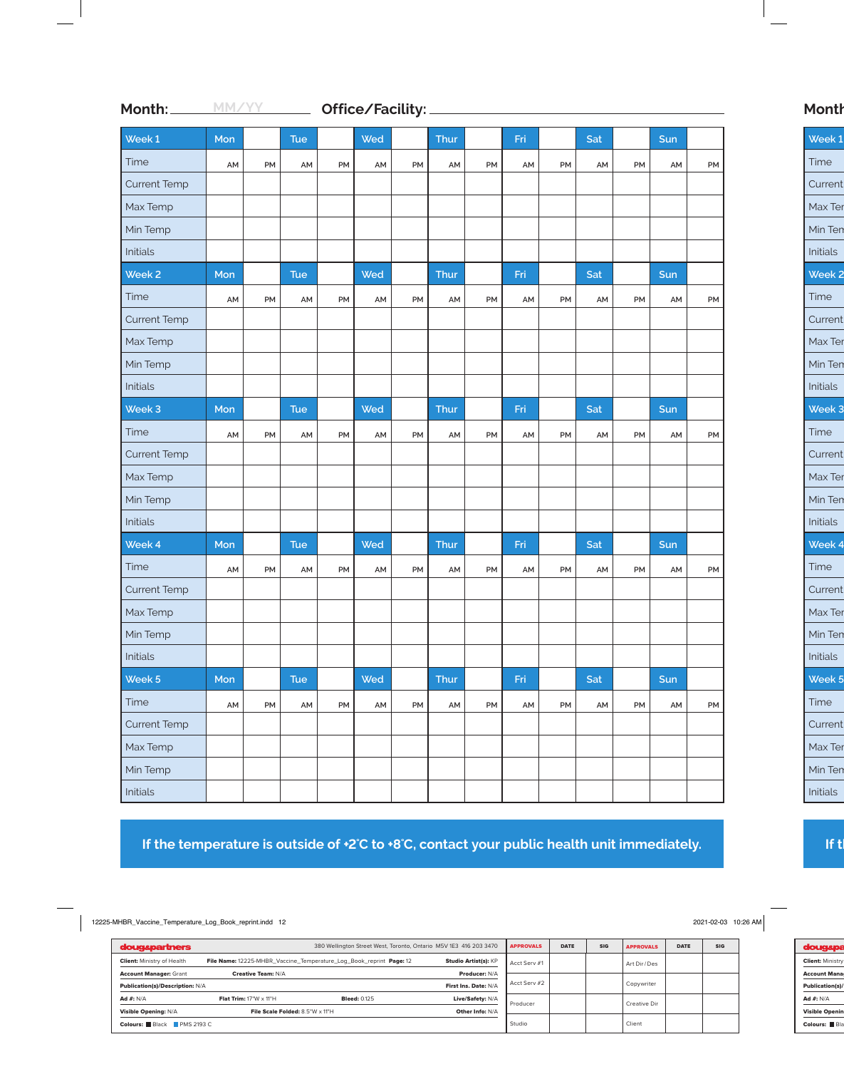**Month:** MM/YY **Office/Facility:** ____________________

| Week 1 | Mon | | Tue | | Wed | | Thur | | Fri | | Sat | | Sun | |
|---|---|---|---|---|---|---|---|---|---|---|---|---|---|---|
| Time | AM | PM | AM | PM | AM | PM | AM | PM | AM | PM | AM | PM | AM | PM |
| Current Temp | | | | | | | | | | | | | | |
| Max Temp | | | | | | | | | | | | | | |
| Min Temp | | | | | | | | | | | | | | |
| Initials | | | | | | | | | | | | | | |
| **Week 2** | **Mon** | | **Tue** | | **Wed** | | **Thur** | | **Fri** | | **Sat** | | **Sun** | |
| Time | AM | PM | AM | PM | AM | PM | AM | PM | AM | PM | AM | PM | AM | PM |
| Current Temp | | | | | | | | | | | | | | |
| Max Temp | | | | | | | | | | | | | | |
| Min Temp | | | | | | | | | | | | | | |
| Initials | | | | | | | | | | | | | | |
| **Week 3** | **Mon** | | **Tue** | | **Wed** | | **Thur** | | **Fri** | | **Sat** | | **Sun** | |
| Time | AM | PM | AM | PM | AM | PM | AM | PM | AM | PM | AM | PM | AM | PM |
| Current Temp | | | | | | | | | | | | | | |
| Max Temp | | | | | | | | | | | | | | |
| Min Temp | | | | | | | | | | | | | | |
| Initials | | | | | | | | | | | | | | |
| **Week 4** | **Mon** | | **Tue** | | **Wed** | | **Thur** | | **Fri** | | **Sat** | | **Sun** | |
| Time | AM | PM | AM | PM | AM | PM | AM | PM | AM | PM | AM | PM | AM | PM |
| Current Temp | | | | | | | | | | | | | | |
| Max Temp | | | | | | | | | | | | | | |
| Min Temp | | | | | | | | | | | | | | |
| Initials | | | | | | | | | | | | | | |
| **Week 5** | **Mon** | | **Tue** | | **Wed** | | **Thur** | | **Fri** | | **Sat** | | **Sun** | |
| Time | AM | PM | AM | PM | AM | PM | AM | PM | AM | PM | AM | PM | AM | PM |
| Current Temp | | | | | | | | | | | | | | |
| Max Temp | | | | | | | | | | | | | | |
| Min Temp | | | | | | | | | | | | | | |
| Initials | | | | | | | | | | | | | | |

**If the temperature is outside of +2˚C to +8˚C, contact your public health unit immediately.**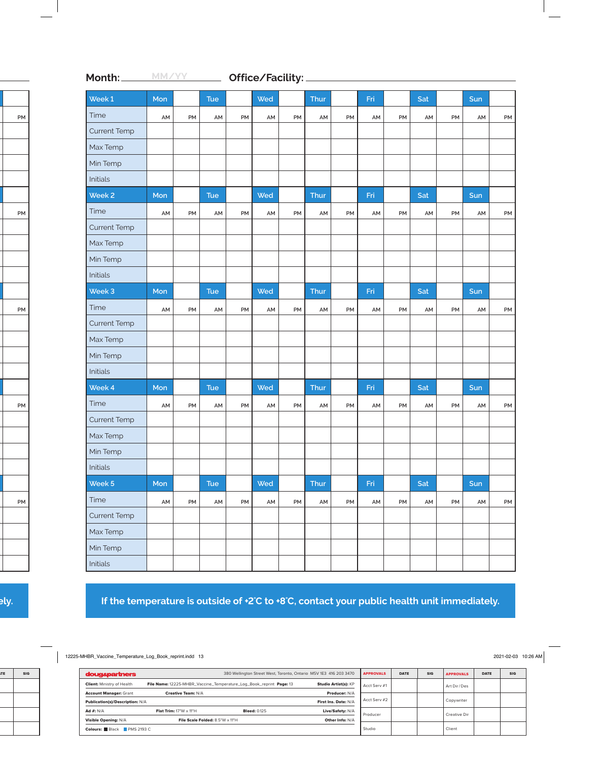**Month:** MM/YY **Office/Facility:**

| Week 1 | Mon | | Tue | | Wed | | Thur | | Fri | | Sat | | Sun | |
|---|---|---|---|---|---|---|---|---|---|---|---|---|---|---|
| Time | AM | PM | AM | PM | AM | PM | AM | PM | AM | PM | AM | PM | AM | PM |
| Current Temp | | | | | | | | | | | | | | |
| Max Temp | | | | | | | | | | | | | | |
| Min Temp | | | | | | | | | | | | | | |
| Initials | | | | | | | | | | | | | | |
| **Week 2** | **Mon** | | **Tue** | | **Wed** | | **Thur** | | **Fri** | | **Sat** | | **Sun** | |
| Time | AM | PM | AM | PM | AM | PM | AM | PM | AM | PM | AM | PM | AM | PM |
| Current Temp | | | | | | | | | | | | | | |
| Max Temp | | | | | | | | | | | | | | |
| Min Temp | | | | | | | | | | | | | | |
| Initials | | | | | | | | | | | | | | |
| **Week 3** | **Mon** | | **Tue** | | **Wed** | | **Thur** | | **Fri** | | **Sat** | | **Sun** | |
| Time | AM | PM | AM | PM | AM | PM | AM | PM | AM | PM | AM | PM | AM | PM |
| Current Temp | | | | | | | | | | | | | | |
| Max Temp | | | | | | | | | | | | | | |
| Min Temp | | | | | | | | | | | | | | |
| Initials | | | | | | | | | | | | | | |
| **Week 4** | **Mon** | | **Tue** | | **Wed** | | **Thur** | | **Fri** | | **Sat** | | **Sun** | |
| Time | AM | PM | AM | PM | AM | PM | AM | PM | AM | PM | AM | PM | AM | PM |
| Current Temp | | | | | | | | | | | | | | |
| Max Temp | | | | | | | | | | | | | | |
| Min Temp | | | | | | | | | | | | | | |
| Initials | | | | | | | | | | | | | | |
| **Week 5** | **Mon** | | **Tue** | | **Wed** | | **Thur** | | **Fri** | | **Sat** | | **Sun** | |
| Time | AM | PM | AM | PM | AM | PM | AM | PM | AM | PM | AM | PM | AM | PM |
| Current Temp | | | | | | | | | | | | | | |
| Max Temp | | | | | | | | | | | | | | |
| Min Temp | | | | | | | | | | | | | | |
| Initials | | | | | | | | | | | | | | |

**If the temperature is outside of +2˚C to +8˚C, contact your public health unit immediately.**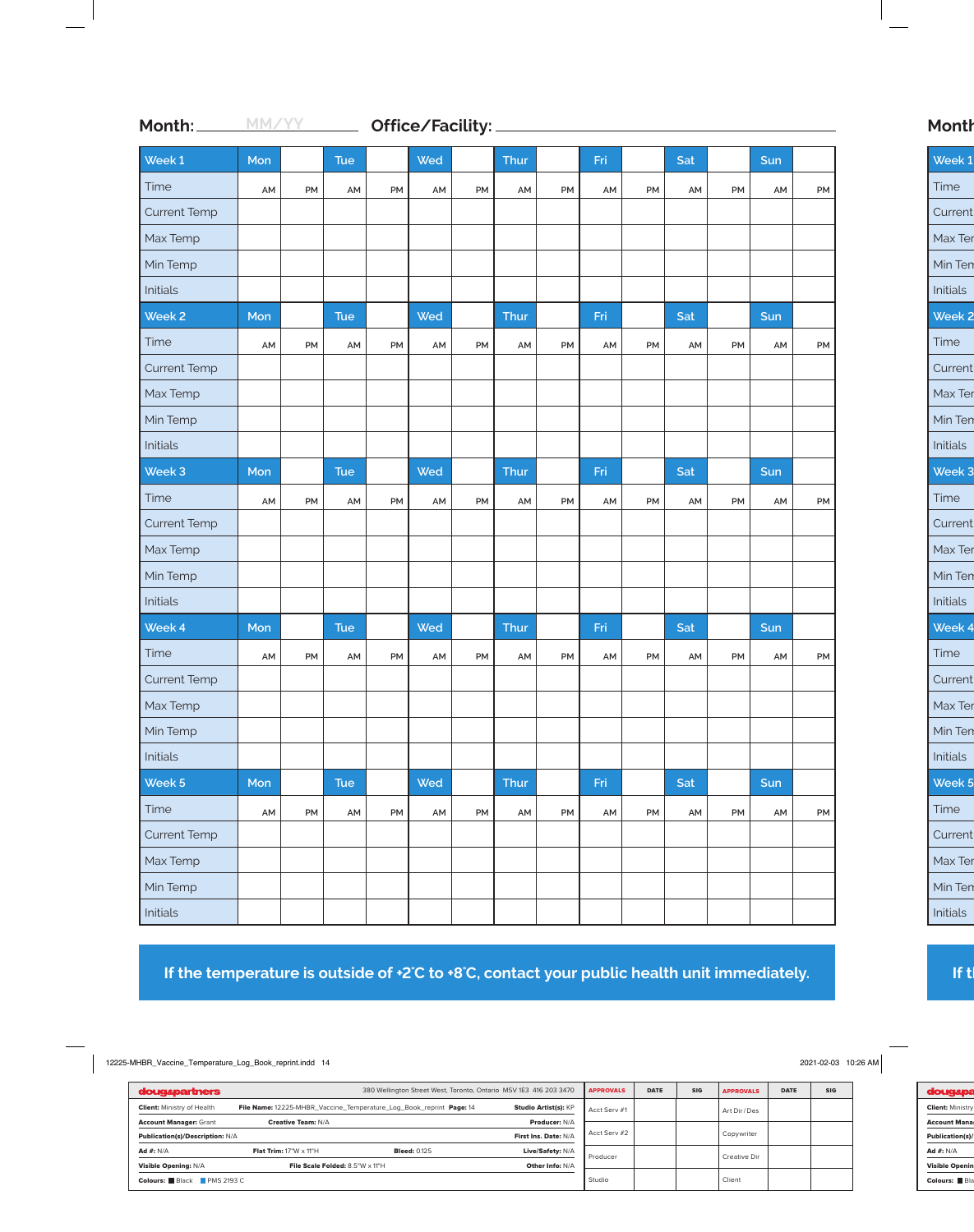**Month:** MM/YY **Office/Facility:** ____________________

| Week 1 | Mon | | Tue | | Wed | | Thur | | Fri | | Sat | | Sun | |
|---|---|---|---|---|---|---|---|---|---|---|---|---|---|---|
| Time | AM | PM | AM | PM | AM | PM | AM | PM | AM | PM | AM | PM | AM | PM |
| Current Temp | | | | | | | | | | | | | | |
| Max Temp | | | | | | | | | | | | | | |
| Min Temp | | | | | | | | | | | | | | |
| Initials | | | | | | | | | | | | | | |
| **Week 2** | **Mon** | | **Tue** | | **Wed** | | **Thur** | | **Fri** | | **Sat** | | **Sun** | |
| Time | AM | PM | AM | PM | AM | PM | AM | PM | AM | PM | AM | PM | AM | PM |
| Current Temp | | | | | | | | | | | | | | |
| Max Temp | | | | | | | | | | | | | | |
| Min Temp | | | | | | | | | | | | | | |
| Initials | | | | | | | | | | | | | | |
| **Week 3** | **Mon** | | **Tue** | | **Wed** | | **Thur** | | **Fri** | | **Sat** | | **Sun** | |
| Time | AM | PM | AM | PM | AM | PM | AM | PM | AM | PM | AM | PM | AM | PM |
| Current Temp | | | | | | | | | | | | | | |
| Max Temp | | | | | | | | | | | | | | |
| Min Temp | | | | | | | | | | | | | | |
| Initials | | | | | | | | | | | | | | |
| **Week 4** | **Mon** | | **Tue** | | **Wed** | | **Thur** | | **Fri** | | **Sat** | | **Sun** | |
| Time | AM | PM | AM | PM | AM | PM | AM | PM | AM | PM | AM | PM | AM | PM |
| Current Temp | | | | | | | | | | | | | | |
| Max Temp | | | | | | | | | | | | | | |
| Min Temp | | | | | | | | | | | | | | |
| Initials | | | | | | | | | | | | | | |
| **Week 5** | **Mon** | | **Tue** | | **Wed** | | **Thur** | | **Fri** | | **Sat** | | **Sun** | |
| Time | AM | PM | AM | PM | AM | PM | AM | PM | AM | PM | AM | PM | AM | PM |
| Current Temp | | | | | | | | | | | | | | |
| Max Temp | | | | | | | | | | | | | | |
| Min Temp | | | | | | | | | | | | | | |
| Initials | | | | | | | | | | | | | | |

**If the temperature is outside of +2˚C to +8˚C, contact your public health unit immediately.**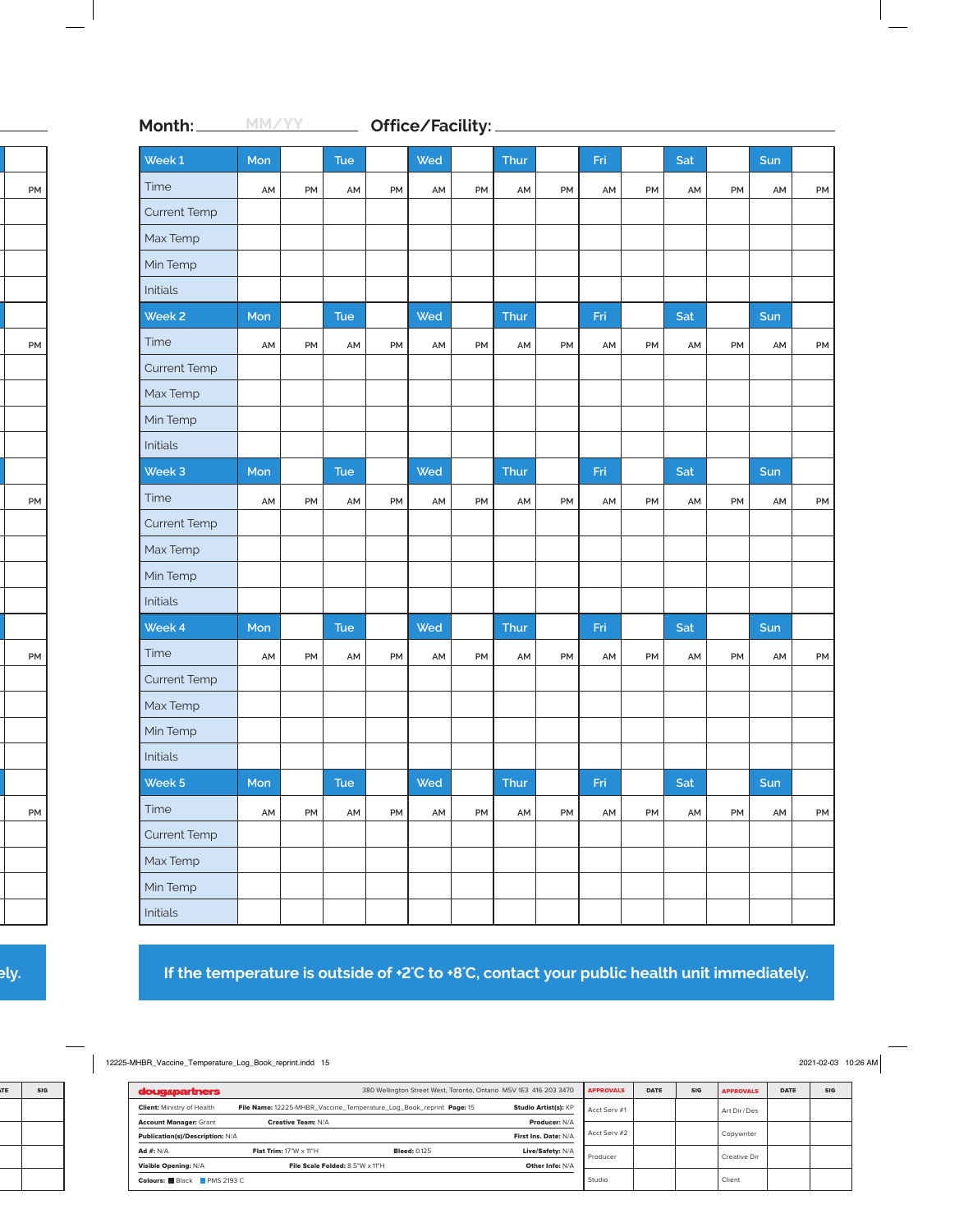**Month:** MM/YY **Office/Facility:**

| Week 1 | Mon | | Tue | | Wed | | Thur | | Fri | | Sat | | Sun | |
|---|---|---|---|---|---|---|---|---|---|---|---|---|---|---|
| Time | AM | PM | AM | PM | AM | PM | AM | PM | AM | PM | AM | PM | AM | PM |
| Current Temp | | | | | | | | | | | | | | |
| Max Temp | | | | | | | | | | | | | | |
| Min Temp | | | | | | | | | | | | | | |
| Initials | | | | | | | | | | | | | | |
| **Week 2** | **Mon** | | **Tue** | | **Wed** | | **Thur** | | **Fri** | | **Sat** | | **Sun** | |
| Time | AM | PM | AM | PM | AM | PM | AM | PM | AM | PM | AM | PM | AM | PM |
| Current Temp | | | | | | | | | | | | | | |
| Max Temp | | | | | | | | | | | | | | |
| Min Temp | | | | | | | | | | | | | | |
| Initials | | | | | | | | | | | | | | |
| **Week 3** | **Mon** | | **Tue** | | **Wed** | | **Thur** | | **Fri** | | **Sat** | | **Sun** | |
| Time | AM | PM | AM | PM | AM | PM | AM | PM | AM | PM | AM | PM | AM | PM |
| Current Temp | | | | | | | | | | | | | | |
| Max Temp | | | | | | | | | | | | | | |
| Min Temp | | | | | | | | | | | | | | |
| Initials | | | | | | | | | | | | | | |
| **Week 4** | **Mon** | | **Tue** | | **Wed** | | **Thur** | | **Fri** | | **Sat** | | **Sun** | |
| Time | AM | PM | AM | PM | AM | PM | AM | PM | AM | PM | AM | PM | AM | PM |
| Current Temp | | | | | | | | | | | | | | |
| Max Temp | | | | | | | | | | | | | | |
| Min Temp | | | | | | | | | | | | | | |
| Initials | | | | | | | | | | | | | | |
| **Week 5** | **Mon** | | **Tue** | | **Wed** | | **Thur** | | **Fri** | | **Sat** | | **Sun** | |
| Time | AM | PM | AM | PM | AM | PM | AM | PM | AM | PM | AM | PM | AM | PM |
| Current Temp | | | | | | | | | | | | | | |
| Max Temp | | | | | | | | | | | | | | |
| Min Temp | | | | | | | | | | | | | | |
| Initials | | | | | | | | | | | | | | |

**If the temperature is outside of +2˚C to +8˚C, contact your public health unit immediately.**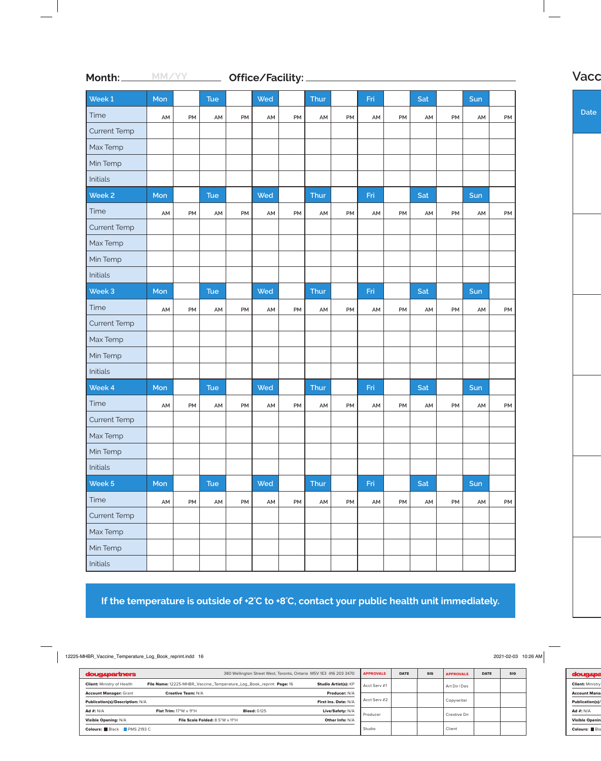**Month:** MM/YY **Office/Facility:**

| Week 1 | Mon | | Tue | | Wed | | Thur | | Fri | | Sat | | Sun | |
|---|---|---|---|---|---|---|---|---|---|---|---|---|---|---|
| Time | AM | PM | AM | PM | AM | PM | AM | PM | AM | PM | AM | PM | AM | PM |
| Current Temp | | | | | | | | | | | | | | |
| Max Temp | | | | | | | | | | | | | | |
| Min Temp | | | | | | | | | | | | | | |
| Initials | | | | | | | | | | | | | | |
| **Week 2** | **Mon** | | **Tue** | | **Wed** | | **Thur** | | **Fri** | | **Sat** | | **Sun** | |
| Time | AM | PM | AM | PM | AM | PM | AM | PM | AM | PM | AM | PM | AM | PM |
| Current Temp | | | | | | | | | | | | | | |
| Max Temp | | | | | | | | | | | | | | |
| Min Temp | | | | | | | | | | | | | | |
| Initials | | | | | | | | | | | | | | |
| **Week 3** | **Mon** | | **Tue** | | **Wed** | | **Thur** | | **Fri** | | **Sat** | | **Sun** | |
| Time | AM | PM | AM | PM | AM | PM | AM | PM | AM | PM | AM | PM | AM | PM |
| Current Temp | | | | | | | | | | | | | | |
| Max Temp | | | | | | | | | | | | | | |
| Min Temp | | | | | | | | | | | | | | |
| Initials | | | | | | | | | | | | | | |
| **Week 4** | **Mon** | | **Tue** | | **Wed** | | **Thur** | | **Fri** | | **Sat** | | **Sun** | |
| Time | AM | PM | AM | PM | AM | PM | AM | PM | AM | PM | AM | PM | AM | PM |
| Current Temp | | | | | | | | | | | | | | |
| Max Temp | | | | | | | | | | | | | | |
| Min Temp | | | | | | | | | | | | | | |
| Initials | | | | | | | | | | | | | | |
| **Week 5** | **Mon** | | **Tue** | | **Wed** | | **Thur** | | **Fri** | | **Sat** | | **Sun** | |
| Time | AM | PM | AM | PM | AM | PM | AM | PM | AM | PM | AM | PM | AM | PM |
| Current Temp | | | | | | | | | | | | | | |
| Max Temp | | | | | | | | | | | | | | |
| Min Temp | | | | | | | | | | | | | | |
| Initials | | | | | | | | | | | | | | |

**If the temperature is outside of +2˚C to +8˚C, contact your public health unit immediately.**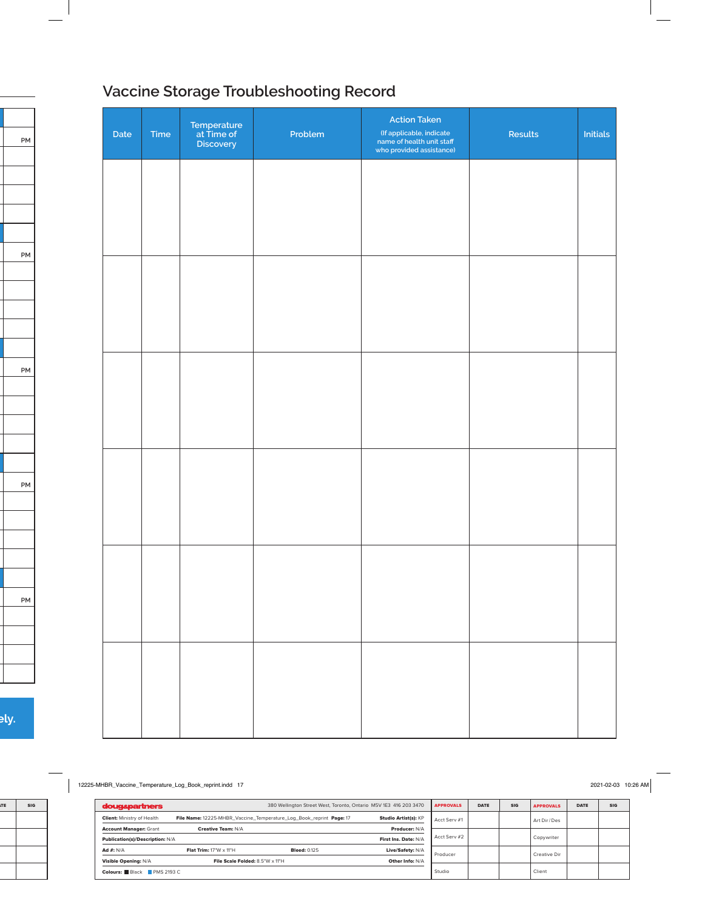# Vaccine Storage Troubleshooting Record

| Date | Time | Temperature at Time of Discovery | Problem | Action Taken (If applicable, indicate name of health unit staff who provided assistance) | Results | Initials |
|---|---|---|---|---|---|---|
| | | | | | | |
| | | | | | | |
| | | | | | | |
| | | | | | | |
| | | | | | | |
| | | | | | | |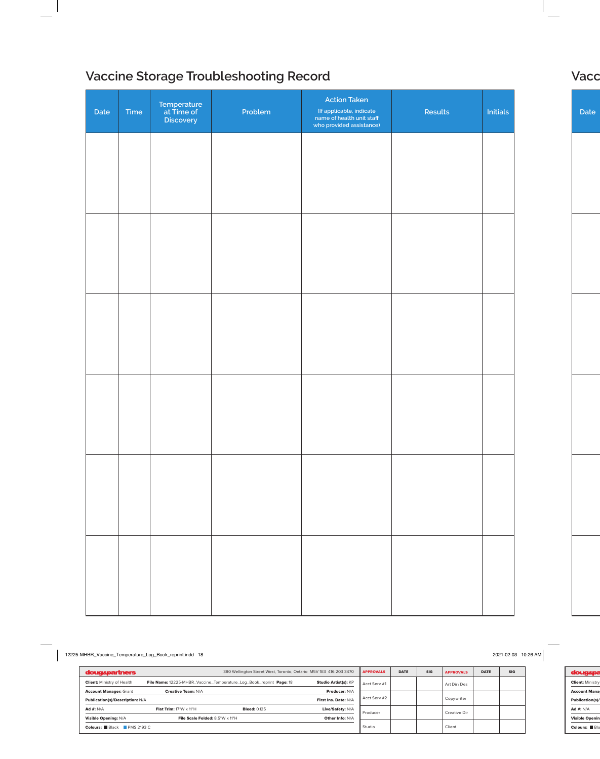## Vaccine Storage Troubleshooting Record

| Date | Time | Temperature at Time of Discovery | Problem | Action Taken (If applicable, indicate name of health unit staff who provided assistance) | Results | Initials |
|---|---|---|---|---|---|---|
| | | | | | | |
| | | | | | | |
| | | | | | | |
| | | | | | | |
| | | | | | | |
| | | | | | | |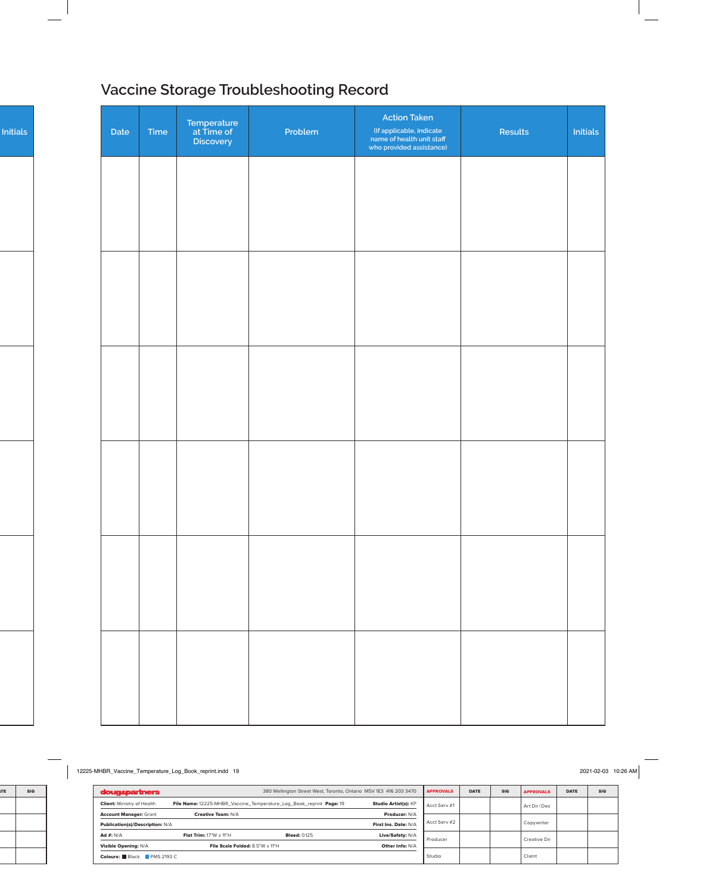# Vaccine Storage Troubleshooting Record

| Date | Time | Temperature at Time of Discovery | Problem | Action Taken (If applicable, indicate name of health unit staff who provided assistance) | Results | Initials |
|---|---|---|---|---|---|---|
| | | | | | | |
| | | | | | | |
| | | | | | | |
| | | | | | | |
| | | | | | | |
| | | | | | | |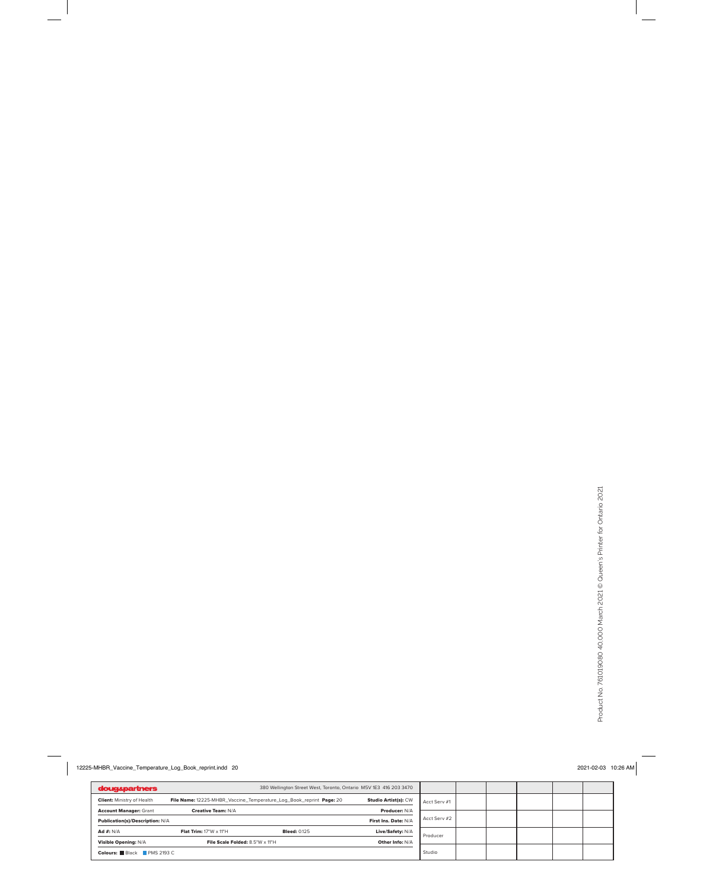Product No. 7610119080 40,000 March 2021 © Queen's Printer for Ontario 2021

12225-MHBR_Vaccine_Temperature_Log_Book_reprint.indd 20

2021-02-03 10:26 AM

| | | | | | | | | | |
|---|---|---|---|---|---|---|---|---|---|
| **doug&partners** | | 380 Wellington Street West, Toronto, Ontario M5V 1E3 416 203 3470 | | | | | | | |
| **Client:** Ministry of Health | **File Name:** 12225-MHBR_Vaccine_Temperature_Log_Book_reprint **Page:** 20 | | **Studio Artist(s):** CW | Acct Serv #1 | | | | | |
| **Account Manager:** Grant | **Creative Team:** N/A | | **Producer:** N/A | | | | | | |
| **Publication(s)/Description:** N/A | | | **First Ins. Date:** N/A | Acct Serv #2 | | | | | |
| **Ad #:** N/A | **Flat Trim:** 17"W x 11"H | **Bleed:** 0.125 | **Live/Safety:** N/A | Producer | | | | | |
| **Visible Opening:** N/A | **File Scale Folded:** 8.5"W x 11"H | | **Other Info:** N/A | | | | | | |
| **Colours:** Black PMS 2193 C | | | | Studio | | | | | |